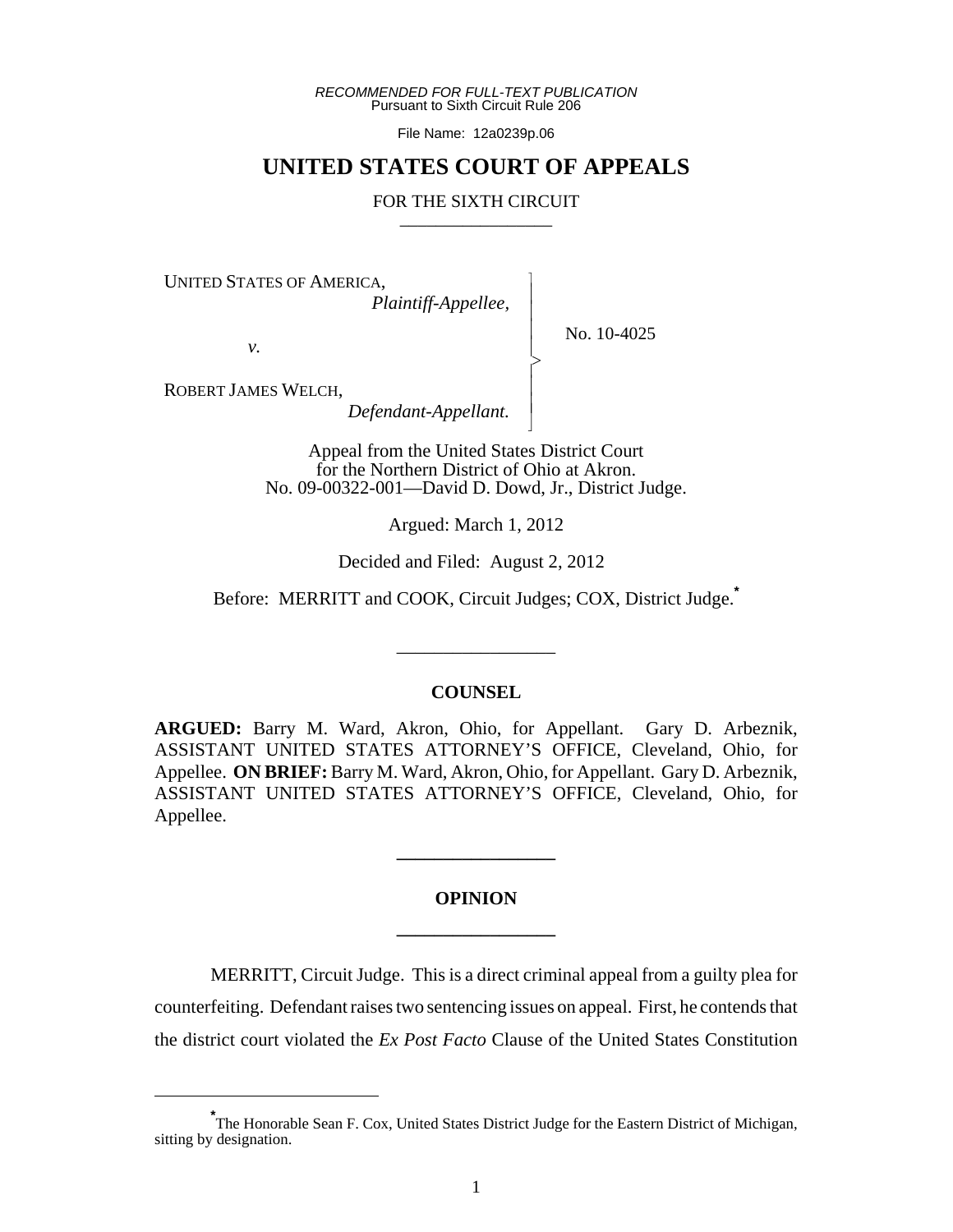*RECOMMENDED FOR FULL-TEXT PUBLICATION*
Pursuant to Sixth Circuit Rule 206

File Name: 12a0239p.06

# UNITED STATES COURT OF APPEALS

FOR THE SIXTH CIRCUIT

---

UNITED STATES OF AMERICA,
*Plaintiff-Appellee,*

*v.*

ROBERT JAMES WELCH,
*Defendant-Appellant.*

No. 10-4025

Appeal from the United States District Court
for the Northern District of Ohio at Akron.
No. 09-00322-001—David D. Dowd, Jr., District Judge.

Argued: March 1, 2012

Decided and Filed: August 2, 2012

Before: MERRITT and COOK, Circuit Judges; COX, District Judge.[*]

---

## COUNSEL

**ARGUED:** Barry M. Ward, Akron, Ohio, for Appellant. Gary D. Arbeznik, ASSISTANT UNITED STATES ATTORNEY'S OFFICE, Cleveland, Ohio, for Appellee. **ON BRIEF:** Barry M. Ward, Akron, Ohio, for Appellant. Gary D. Arbeznik, ASSISTANT UNITED STATES ATTORNEY'S OFFICE, Cleveland, Ohio, for Appellee.

---

## OPINION

---

MERRITT, Circuit Judge. This is a direct criminal appeal from a guilty plea for counterfeiting. Defendant raises two sentencing issues on appeal. First, he contends that the district court violated the *Ex Post Facto* Clause of the United States Constitution

---

[*] The Honorable Sean F. Cox, United States District Judge for the Eastern District of Michigan, sitting by designation.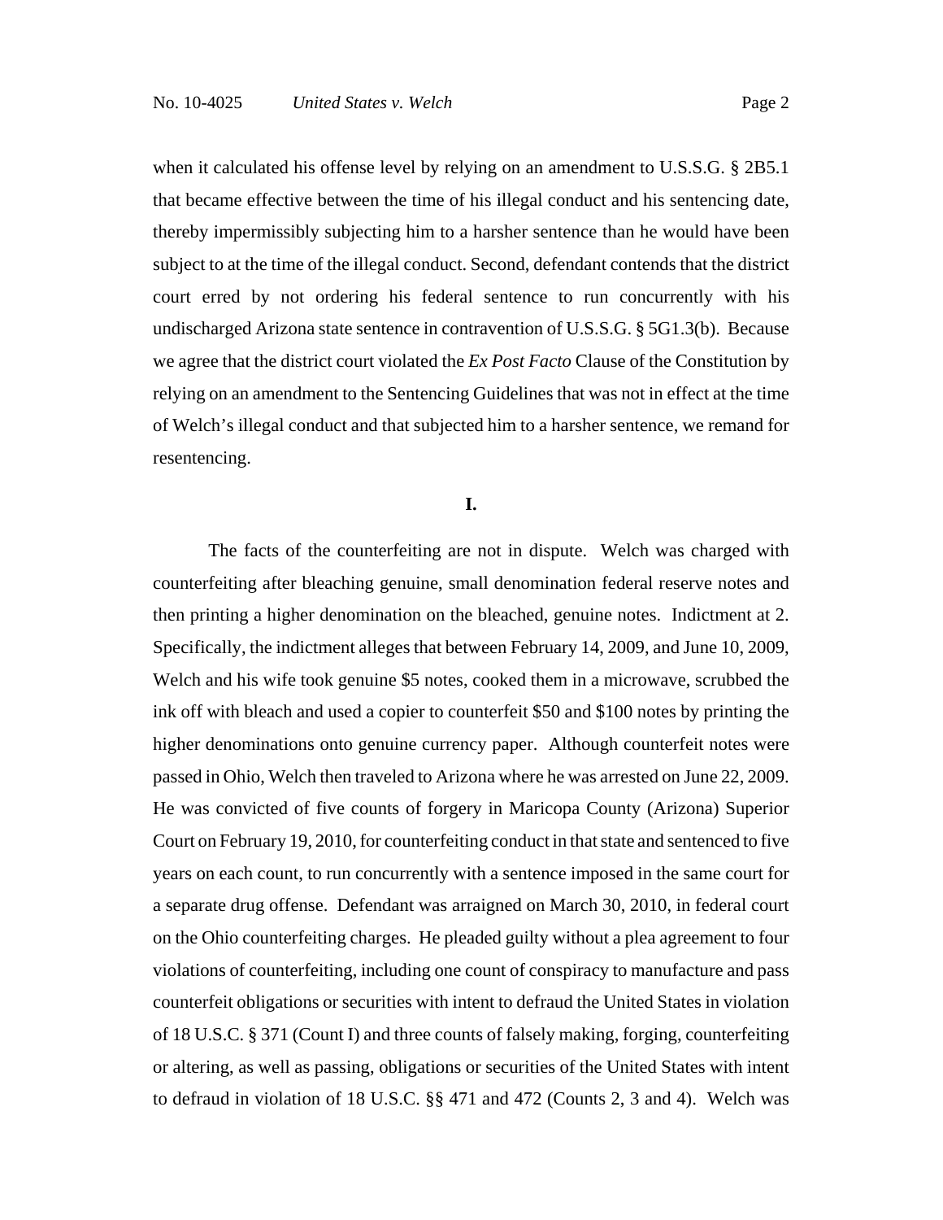when it calculated his offense level by relying on an amendment to U.S.S.G. § 2B5.1 that became effective between the time of his illegal conduct and his sentencing date, thereby impermissibly subjecting him to a harsher sentence than he would have been subject to at the time of the illegal conduct. Second, defendant contends that the district court erred by not ordering his federal sentence to run concurrently with his undischarged Arizona state sentence in contravention of U.S.S.G. § 5G1.3(b). Because we agree that the district court violated the *Ex Post Facto* Clause of the Constitution by relying on an amendment to the Sentencing Guidelines that was not in effect at the time of Welch's illegal conduct and that subjected him to a harsher sentence, we remand for resentencing.

## I.

The facts of the counterfeiting are not in dispute. Welch was charged with counterfeiting after bleaching genuine, small denomination federal reserve notes and then printing a higher denomination on the bleached, genuine notes. Indictment at 2. Specifically, the indictment alleges that between February 14, 2009, and June 10, 2009, Welch and his wife took genuine $5 notes, cooked them in a microwave, scrubbed the ink off with bleach and used a copier to counterfeit $50 and $100 notes by printing the higher denominations onto genuine currency paper. Although counterfeit notes were passed in Ohio, Welch then traveled to Arizona where he was arrested on June 22, 2009. He was convicted of five counts of forgery in Maricopa County (Arizona) Superior Court on February 19, 2010, for counterfeiting conduct in that state and sentenced to five years on each count, to run concurrently with a sentence imposed in the same court for a separate drug offense. Defendant was arraigned on March 30, 2010, in federal court on the Ohio counterfeiting charges. He pleaded guilty without a plea agreement to four violations of counterfeiting, including one count of conspiracy to manufacture and pass counterfeit obligations or securities with intent to defraud the United States in violation of 18 U.S.C. § 371 (Count I) and three counts of falsely making, forging, counterfeiting or altering, as well as passing, obligations or securities of the United States with intent to defraud in violation of 18 U.S.C. §§ 471 and 472 (Counts 2, 3 and 4). Welch was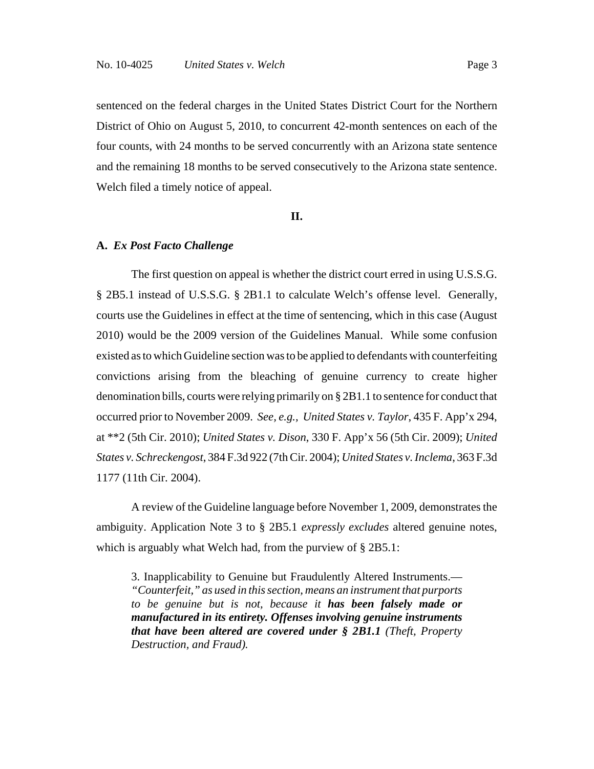sentenced on the federal charges in the United States District Court for the Northern District of Ohio on August 5, 2010, to concurrent 42-month sentences on each of the four counts, with 24 months to be served concurrently with an Arizona state sentence and the remaining 18 months to be served consecutively to the Arizona state sentence. Welch filed a timely notice of appeal.

## II.

### A. *Ex Post Facto Challenge*

The first question on appeal is whether the district court erred in using U.S.S.G. § 2B5.1 instead of U.S.S.G. § 2B1.1 to calculate Welch's offense level. Generally, courts use the Guidelines in effect at the time of sentencing, which in this case (August 2010) would be the 2009 version of the Guidelines Manual. While some confusion existed as to which Guideline section was to be applied to defendants with counterfeiting convictions arising from the bleaching of genuine currency to create higher denomination bills, courts were relying primarily on § 2B1.1 to sentence for conduct that occurred prior to November 2009. *See, e.g.*, *United States v. Taylor*, 435 F. App'x 294, at **2 (5th Cir. 2010); *United States v. Dison*, 330 F. App'x 56 (5th Cir. 2009); *United States v. Schreckengost*, 384 F.3d 922 (7th Cir. 2004); *United States v. Inclema*, 363 F.3d 1177 (11th Cir. 2004).

A review of the Guideline language before November 1, 2009, demonstrates the ambiguity. Application Note 3 to § 2B5.1 *expressly excludes* altered genuine notes, which is arguably what Welch had, from the purview of § 2B5.1:

> 3. Inapplicability to Genuine but Fraudulently Altered Instruments.— *"Counterfeit," as used in this section, means an instrument that purports to be genuine but is not, because it* ***has been falsely made or manufactured in its entirety. Offenses involving genuine instruments that have been altered are covered under § 2B1.1*** *(Theft, Property Destruction, and Fraud).*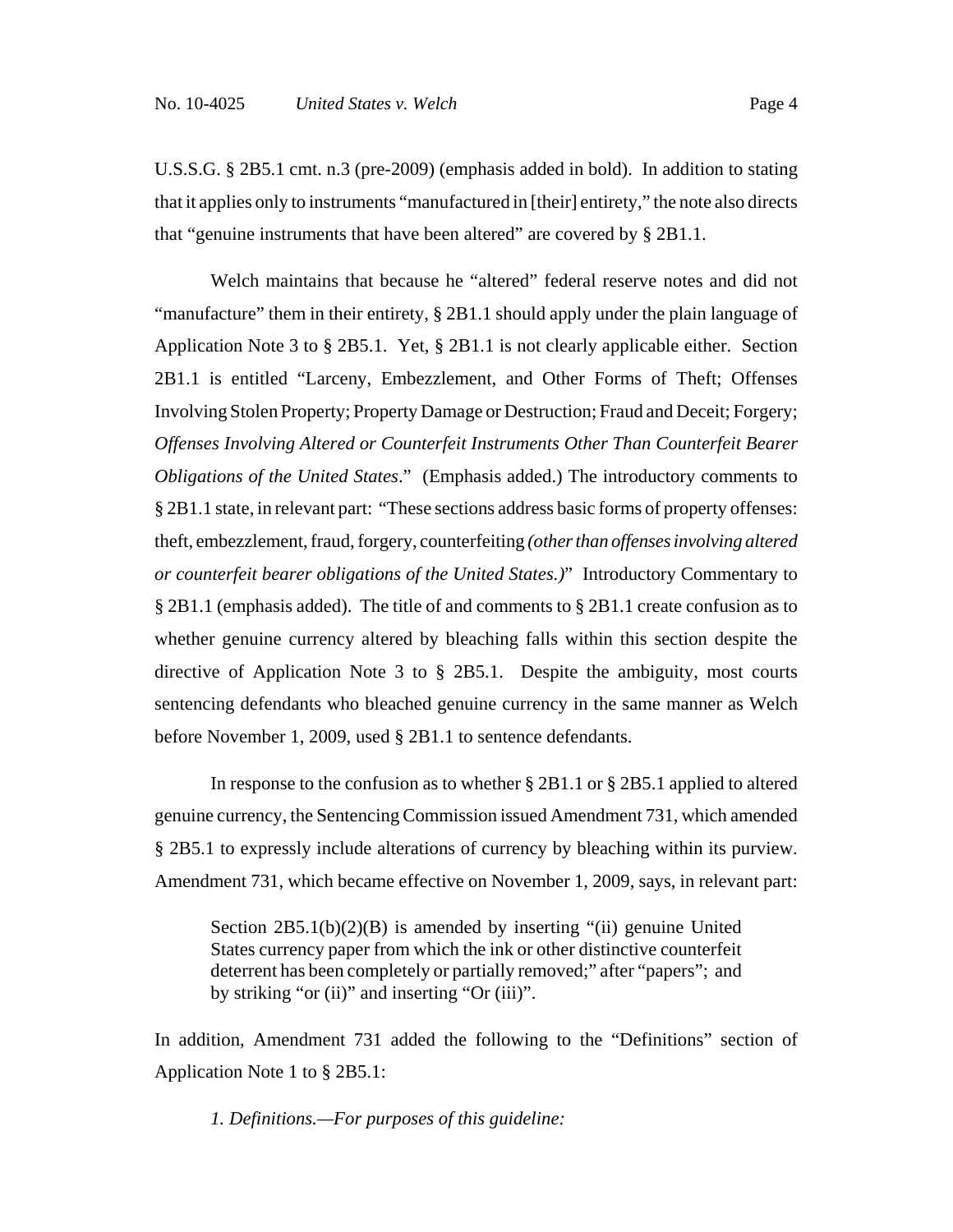U.S.S.G. § 2B5.1 cmt. n.3 (pre-2009) (emphasis added in bold). In addition to stating that it applies only to instruments "manufactured in [their] entirety," the note also directs that "genuine instruments that have been altered" are covered by § 2B1.1.

Welch maintains that because he "altered" federal reserve notes and did not "manufacture" them in their entirety, § 2B1.1 should apply under the plain language of Application Note 3 to § 2B5.1. Yet, § 2B1.1 is not clearly applicable either. Section 2B1.1 is entitled "Larceny, Embezzlement, and Other Forms of Theft; Offenses Involving Stolen Property; Property Damage or Destruction; Fraud and Deceit; Forgery; *Offenses Involving Altered or Counterfeit Instruments Other Than Counterfeit Bearer Obligations of the United States*." (Emphasis added.) The introductory comments to § 2B1.1 state, in relevant part: "These sections address basic forms of property offenses: theft, embezzlement, fraud, forgery, counterfeiting *(other than offenses involving altered or counterfeit bearer obligations of the United States.)*" Introductory Commentary to § 2B1.1 (emphasis added). The title of and comments to § 2B1.1 create confusion as to whether genuine currency altered by bleaching falls within this section despite the directive of Application Note 3 to § 2B5.1. Despite the ambiguity, most courts sentencing defendants who bleached genuine currency in the same manner as Welch before November 1, 2009, used § 2B1.1 to sentence defendants.

In response to the confusion as to whether § 2B1.1 or § 2B5.1 applied to altered genuine currency, the Sentencing Commission issued Amendment 731, which amended § 2B5.1 to expressly include alterations of currency by bleaching within its purview. Amendment 731, which became effective on November 1, 2009, says, in relevant part:

> Section 2B5.1(b)(2)(B) is amended by inserting "(ii) genuine United States currency paper from which the ink or other distinctive counterfeit deterrent has been completely or partially removed;" after "papers"; and by striking "or (ii)" and inserting "Or (iii)".

In addition, Amendment 731 added the following to the "Definitions" section of Application Note 1 to § 2B5.1:

> *1. Definitions.—For purposes of this guideline:*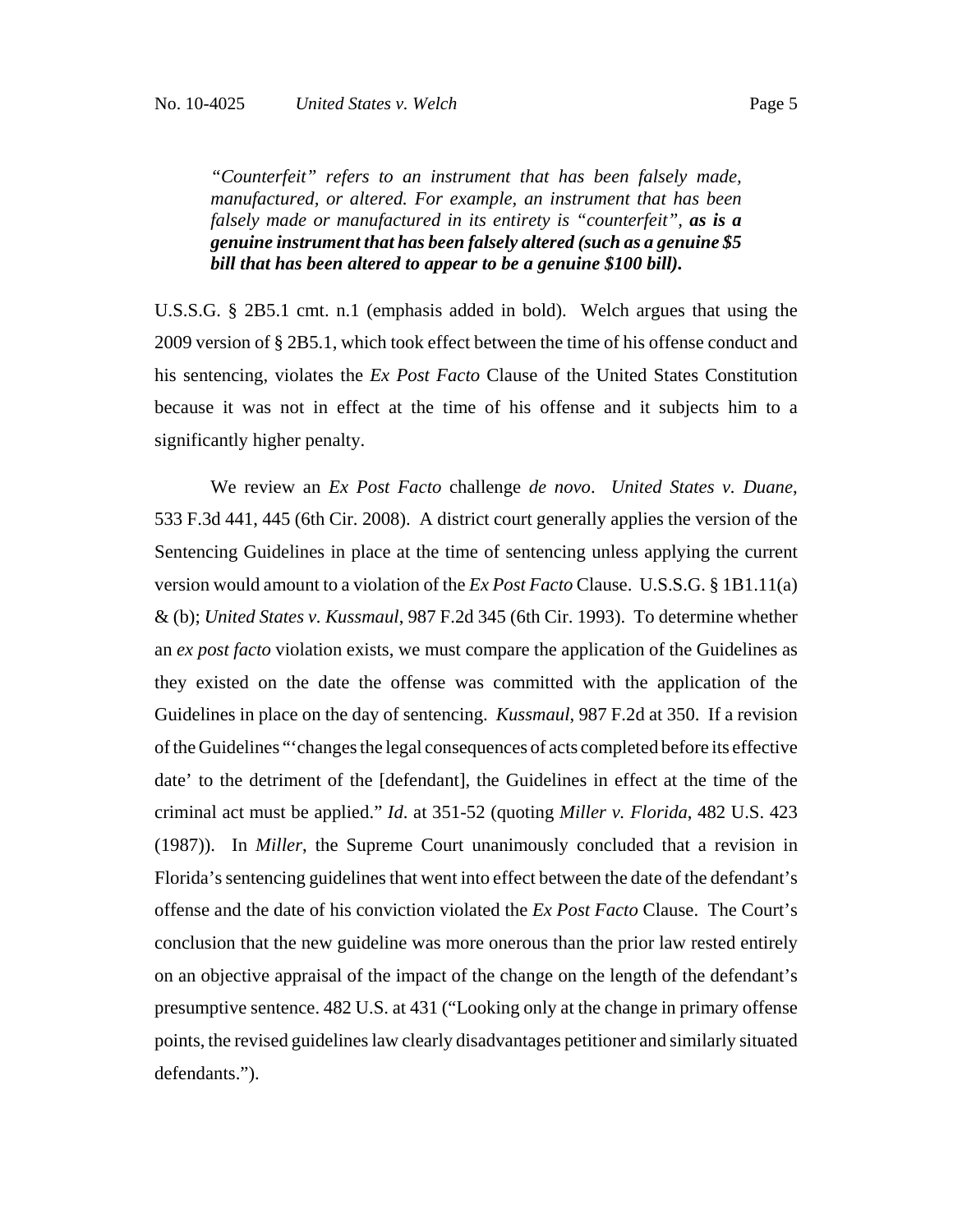> *"Counterfeit" refers to an instrument that has been falsely made, manufactured, or altered. For example, an instrument that has been falsely made or manufactured in its entirety is "counterfeit", **as is a genuine instrument that has been falsely altered (such as a genuine $5 bill that has been altered to appear to be a genuine $100 bill).***

U.S.S.G. § 2B5.1 cmt. n.1 (emphasis added in bold). Welch argues that using the 2009 version of § 2B5.1, which took effect between the time of his offense conduct and his sentencing, violates the *Ex Post Facto* Clause of the United States Constitution because it was not in effect at the time of his offense and it subjects him to a significantly higher penalty.

We review an *Ex Post Facto* challenge *de novo*. *United States v. Duane*, 533 F.3d 441, 445 (6th Cir. 2008). A district court generally applies the version of the Sentencing Guidelines in place at the time of sentencing unless applying the current version would amount to a violation of the *Ex Post Facto* Clause. U.S.S.G. § 1B1.11(a) & (b); *United States v. Kussmaul*, 987 F.2d 345 (6th Cir. 1993). To determine whether an *ex post facto* violation exists, we must compare the application of the Guidelines as they existed on the date the offense was committed with the application of the Guidelines in place on the day of sentencing. *Kussmaul*, 987 F.2d at 350. If a revision of the Guidelines "'changes the legal consequences of acts completed before its effective date' to the detriment of the [defendant], the Guidelines in effect at the time of the criminal act must be applied." *Id*. at 351-52 (quoting *Miller v. Florida*, 482 U.S. 423 (1987)). In *Miller*, the Supreme Court unanimously concluded that a revision in Florida's sentencing guidelines that went into effect between the date of the defendant's offense and the date of his conviction violated the *Ex Post Facto* Clause. The Court's conclusion that the new guideline was more onerous than the prior law rested entirely on an objective appraisal of the impact of the change on the length of the defendant's presumptive sentence. 482 U.S. at 431 ("Looking only at the change in primary offense points, the revised guidelines law clearly disadvantages petitioner and similarly situated defendants.").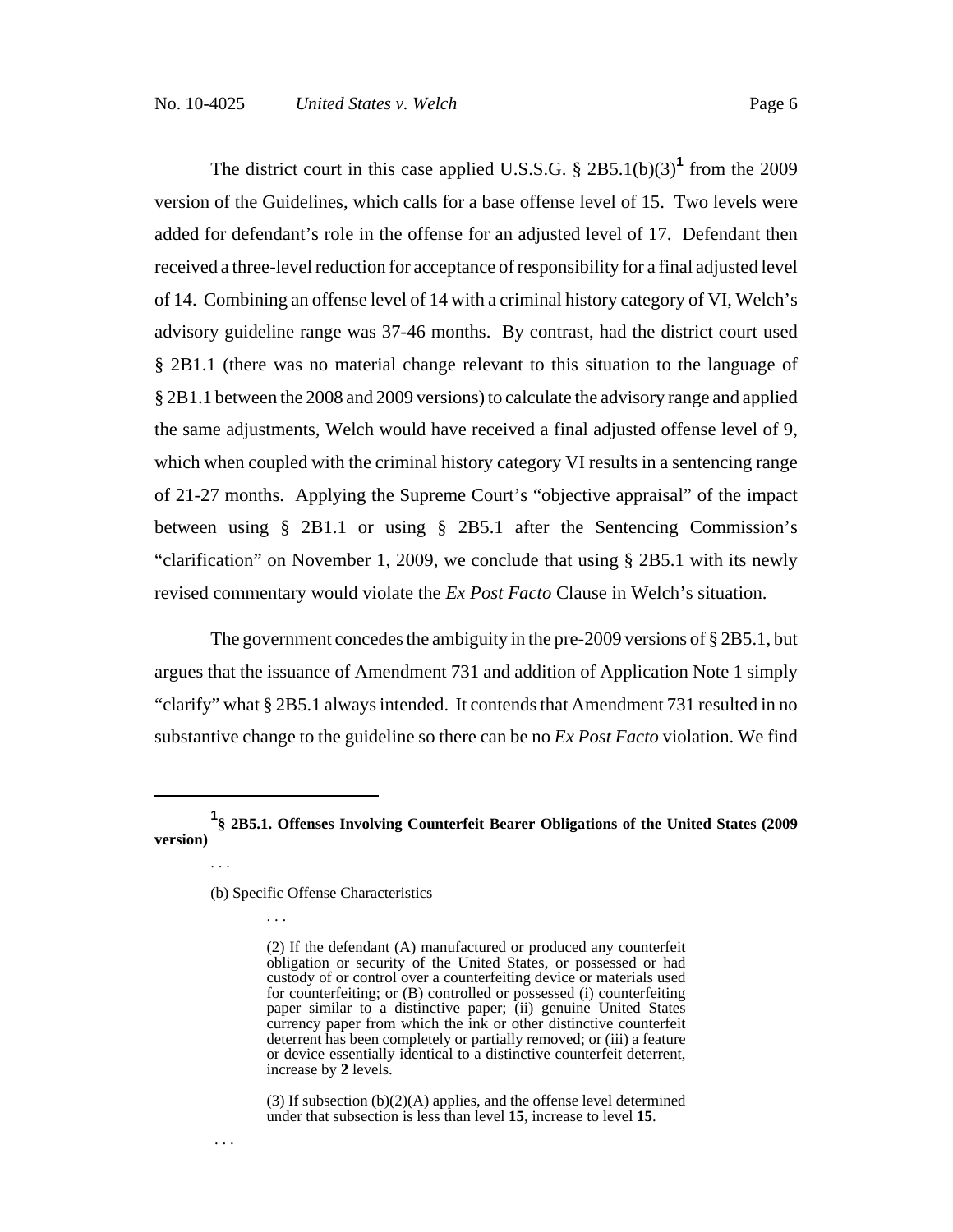The district court in this case applied U.S.S.G. § 2B5.1(b)(3)[1] from the 2009 version of the Guidelines, which calls for a base offense level of 15. Two levels were added for defendant's role in the offense for an adjusted level of 17. Defendant then received a three-level reduction for acceptance of responsibility for a final adjusted level of 14. Combining an offense level of 14 with a criminal history category of VI, Welch's advisory guideline range was 37-46 months. By contrast, had the district court used § 2B1.1 (there was no material change relevant to this situation to the language of § 2B1.1 between the 2008 and 2009 versions) to calculate the advisory range and applied the same adjustments, Welch would have received a final adjusted offense level of 9, which when coupled with the criminal history category VI results in a sentencing range of 21-27 months. Applying the Supreme Court's "objective appraisal" of the impact between using § 2B1.1 or using § 2B5.1 after the Sentencing Commission's "clarification" on November 1, 2009, we conclude that using § 2B5.1 with its newly revised commentary would violate the *Ex Post Facto* Clause in Welch's situation.

The government concedes the ambiguity in the pre-2009 versions of § 2B5.1, but argues that the issuance of Amendment 731 and addition of Application Note 1 simply "clarify" what § 2B5.1 always intended. It contends that Amendment 731 resulted in no substantive change to the guideline so there can be no *Ex Post Facto* violation. We find

---

[1] **§ 2B5.1. Offenses Involving Counterfeit Bearer Obligations of the United States (2009 version)**

. . .

(b) Specific Offense Characteristics

. . .

(2) If the defendant (A) manufactured or produced any counterfeit obligation or security of the United States, or possessed or had custody of or control over a counterfeiting device or materials used for counterfeiting; or (B) controlled or possessed (i) counterfeiting paper similar to a distinctive paper; (ii) genuine United States currency paper from which the ink or other distinctive counterfeit deterrent has been completely or partially removed; or (iii) a feature or device essentially identical to a distinctive counterfeit deterrent, increase by **2** levels.

(3) If subsection (b)(2)(A) applies, and the offense level determined under that subsection is less than level **15**, increase to level **15**.

. . .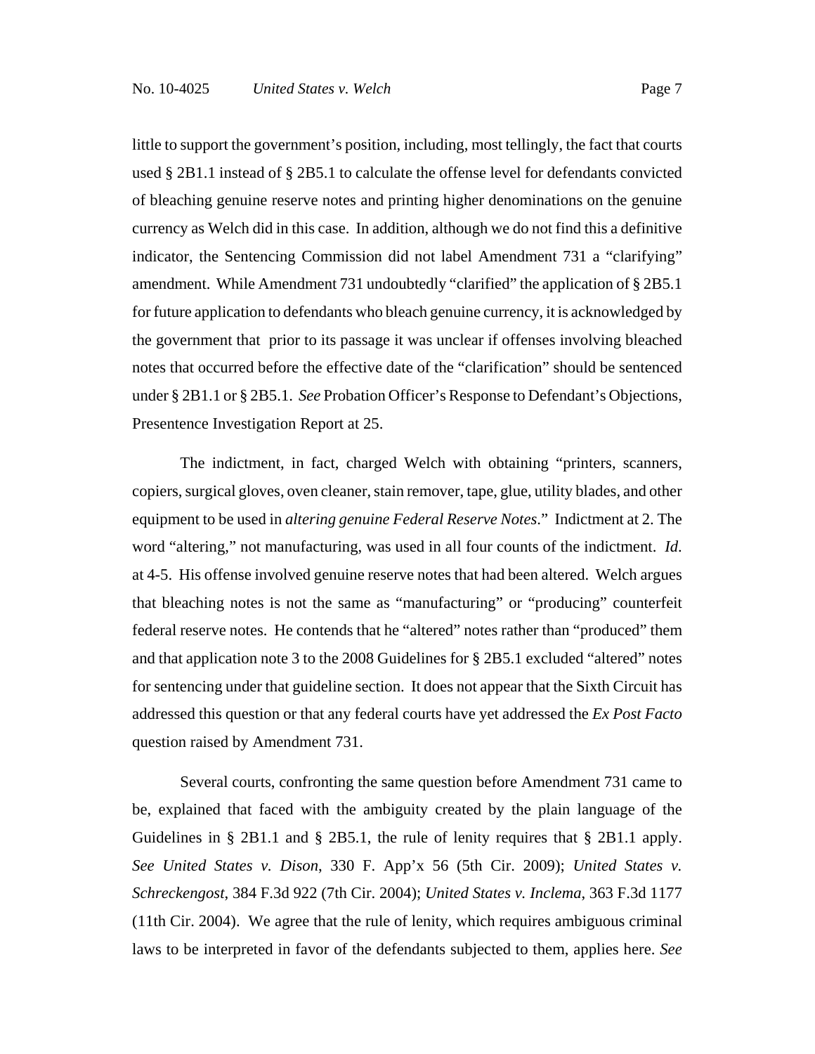little to support the government's position, including, most tellingly, the fact that courts used § 2B1.1 instead of § 2B5.1 to calculate the offense level for defendants convicted of bleaching genuine reserve notes and printing higher denominations on the genuine currency as Welch did in this case. In addition, although we do not find this a definitive indicator, the Sentencing Commission did not label Amendment 731 a "clarifying" amendment. While Amendment 731 undoubtedly "clarified" the application of § 2B5.1 for future application to defendants who bleach genuine currency, it is acknowledged by the government that prior to its passage it was unclear if offenses involving bleached notes that occurred before the effective date of the "clarification" should be sentenced under § 2B1.1 or § 2B5.1. *See* Probation Officer's Response to Defendant's Objections, Presentence Investigation Report at 25.

The indictment, in fact, charged Welch with obtaining "printers, scanners, copiers, surgical gloves, oven cleaner, stain remover, tape, glue, utility blades, and other equipment to be used in *altering genuine Federal Reserve Notes*." Indictment at 2. The word "altering," not manufacturing, was used in all four counts of the indictment. *Id.* at 4-5. His offense involved genuine reserve notes that had been altered. Welch argues that bleaching notes is not the same as "manufacturing" or "producing" counterfeit federal reserve notes. He contends that he "altered" notes rather than "produced" them and that application note 3 to the 2008 Guidelines for § 2B5.1 excluded "altered" notes for sentencing under that guideline section. It does not appear that the Sixth Circuit has addressed this question or that any federal courts have yet addressed the *Ex Post Facto* question raised by Amendment 731.

Several courts, confronting the same question before Amendment 731 came to be, explained that faced with the ambiguity created by the plain language of the Guidelines in § 2B1.1 and § 2B5.1, the rule of lenity requires that § 2B1.1 apply. *See United States v. Dison*, 330 F. App'x 56 (5th Cir. 2009); *United States v. Schreckengost*, 384 F.3d 922 (7th Cir. 2004); *United States v. Inclema*, 363 F.3d 1177 (11th Cir. 2004). We agree that the rule of lenity, which requires ambiguous criminal laws to be interpreted in favor of the defendants subjected to them, applies here. *See*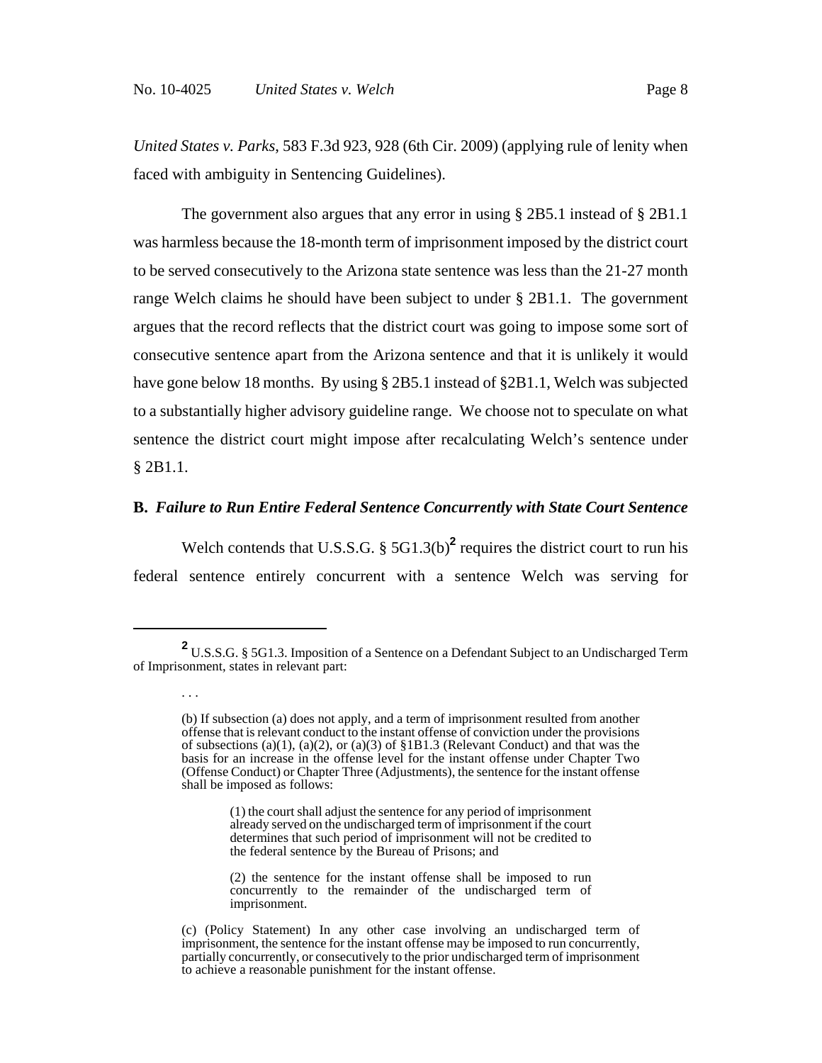*United States v. Parks*, 583 F.3d 923, 928 (6th Cir. 2009) (applying rule of lenity when faced with ambiguity in Sentencing Guidelines).

The government also argues that any error in using § 2B5.1 instead of § 2B1.1 was harmless because the 18-month term of imprisonment imposed by the district court to be served consecutively to the Arizona state sentence was less than the 21-27 month range Welch claims he should have been subject to under § 2B1.1. The government argues that the record reflects that the district court was going to impose some sort of consecutive sentence apart from the Arizona sentence and that it is unlikely it would have gone below 18 months. By using § 2B5.1 instead of §2B1.1, Welch was subjected to a substantially higher advisory guideline range. We choose not to speculate on what sentence the district court might impose after recalculating Welch's sentence under § 2B1.1.

### B. *Failure to Run Entire Federal Sentence Concurrently with State Court Sentence*

Welch contends that U.S.S.G. § 5G1.3(b)[2] requires the district court to run his federal sentence entirely concurrent with a sentence Welch was serving for

---

[2] U.S.S.G. § 5G1.3. Imposition of a Sentence on a Defendant Subject to an Undischarged Term of Imprisonment, states in relevant part:

> . . .
>
> (b) If subsection (a) does not apply, and a term of imprisonment resulted from another offense that is relevant conduct to the instant offense of conviction under the provisions of subsections (a)(1), (a)(2), or (a)(3) of §1B1.3 (Relevant Conduct) and that was the basis for an increase in the offense level for the instant offense under Chapter Two (Offense Conduct) or Chapter Three (Adjustments), the sentence for the instant offense shall be imposed as follows:
>
> > (1) the court shall adjust the sentence for any period of imprisonment already served on the undischarged term of imprisonment if the court determines that such period of imprisonment will not be credited to the federal sentence by the Bureau of Prisons; and
> >
> > (2) the sentence for the instant offense shall be imposed to run concurrently to the remainder of the undischarged term of imprisonment.
>
> (c) (Policy Statement) In any other case involving an undischarged term of imprisonment, the sentence for the instant offense may be imposed to run concurrently, partially concurrently, or consecutively to the prior undischarged term of imprisonment to achieve a reasonable punishment for the instant offense.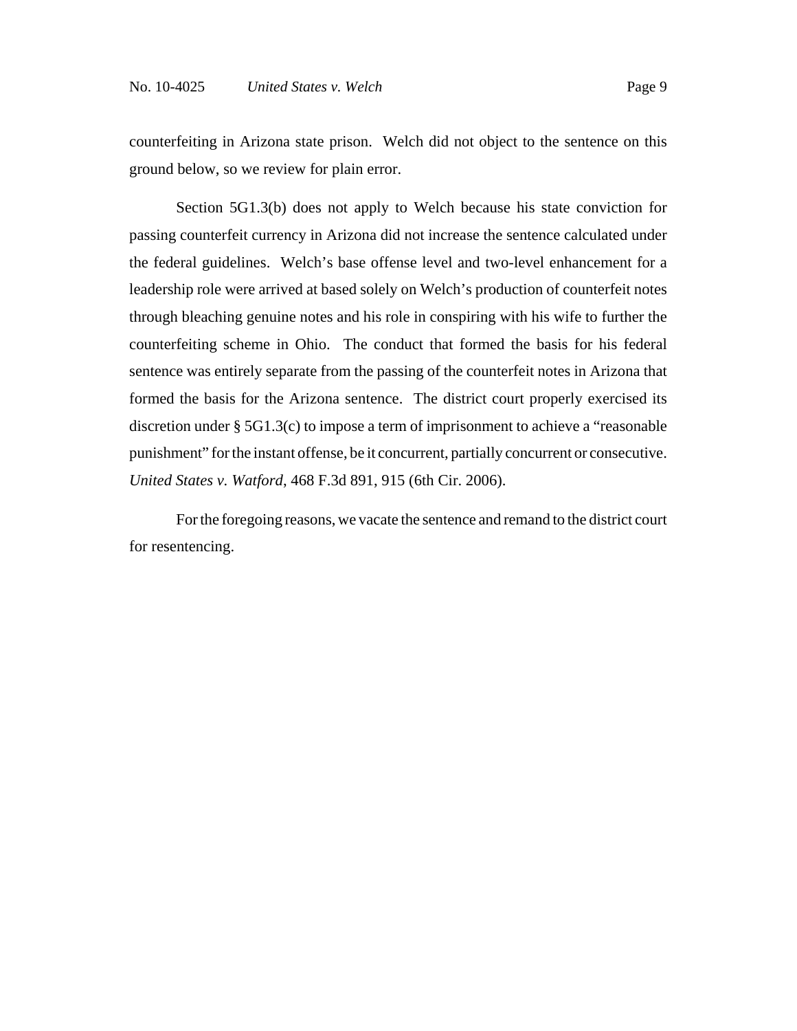counterfeiting in Arizona state prison. Welch did not object to the sentence on this ground below, so we review for plain error.

Section 5G1.3(b) does not apply to Welch because his state conviction for passing counterfeit currency in Arizona did not increase the sentence calculated under the federal guidelines. Welch's base offense level and two-level enhancement for a leadership role were arrived at based solely on Welch's production of counterfeit notes through bleaching genuine notes and his role in conspiring with his wife to further the counterfeiting scheme in Ohio. The conduct that formed the basis for his federal sentence was entirely separate from the passing of the counterfeit notes in Arizona that formed the basis for the Arizona sentence. The district court properly exercised its discretion under § 5G1.3(c) to impose a term of imprisonment to achieve a "reasonable punishment" for the instant offense, be it concurrent, partially concurrent or consecutive. *United States v. Watford*, 468 F.3d 891, 915 (6th Cir. 2006).

For the foregoing reasons, we vacate the sentence and remand to the district court for resentencing.